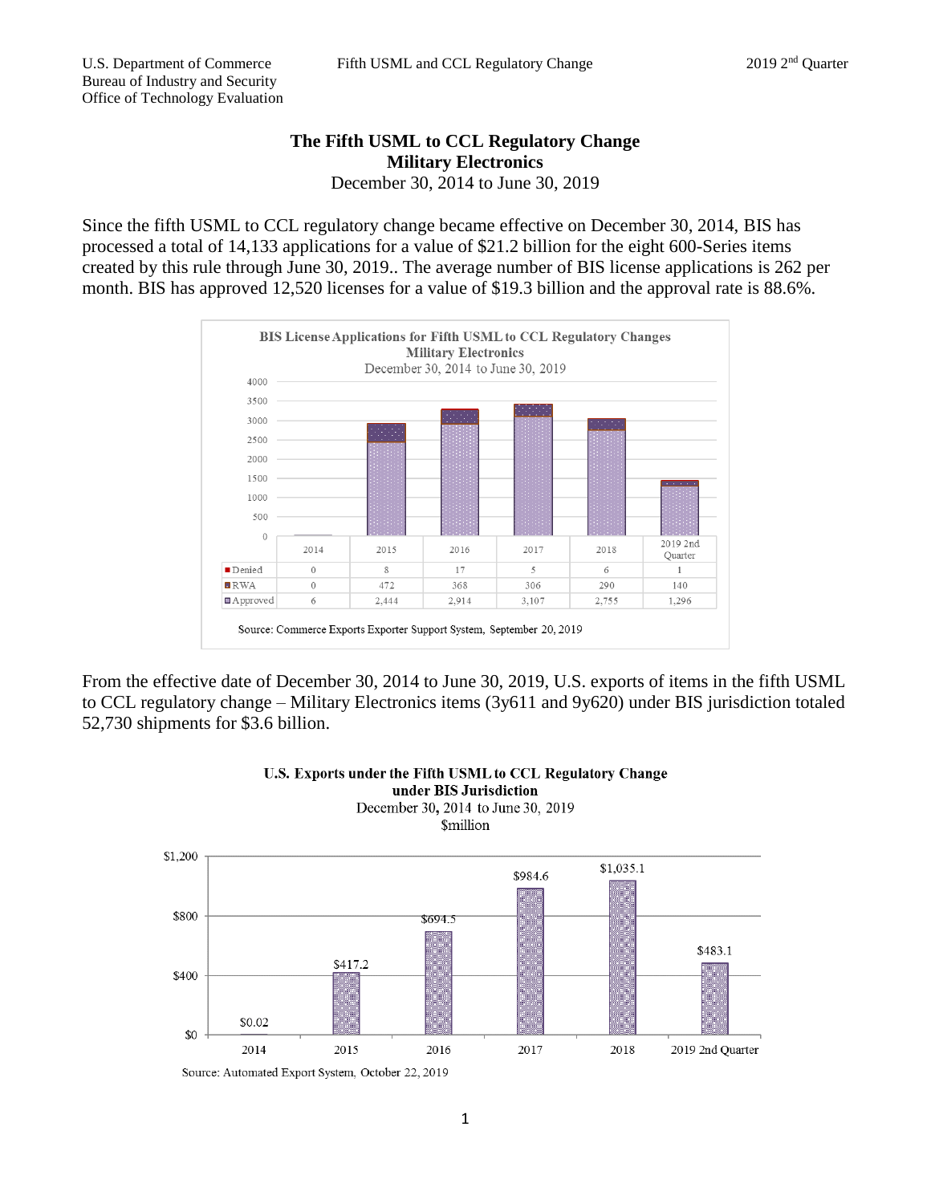# The Fifth USML to CCL Regulatory Change
## Military Electronics
December 30, 2014 to June 30, 2019

Since the fifth USML to CCL regulatory change became effective on December 30, 2014, BIS has processed a total of 14,133 applications for a value of $21.2 billion for the eight 600-Series items created by this rule through June 30, 2019.. The average number of BIS license applications is 262 per month. BIS has approved 12,520 licenses for a value of $19.3 billion and the approval rate is 88.6%.

**BIS License Applications for Fifth USML to CCL Regulatory Changes**
**Military Electronics**
December 30, 2014 to June 30, 2019

| | 2014 | 2015 | 2016 | 2017 | 2018 | 2019 2nd Quarter |
|---|---|---|---|---|---|---|
| Denied | 0 | 8 | 17 | 5 | 6 | 1 |
| RWA | 0 | 472 | 368 | 306 | 290 | 140 |
| Approved | 6 | 2,444 | 2,914 | 3,107 | 2,755 | 1,296 |

Source: Commerce Exports Exporter Support System, September 20, 2019

From the effective date of December 30, 2014 to June 30, 2019, U.S. exports of items in the fifth USML to CCL regulatory change – Military Electronics items (3y611 and 9y620) under BIS jurisdiction totaled 52,730 shipments for $3.6 billion.

**U.S. Exports under the Fifth USML to CCL Regulatory Change under BIS Jurisdiction**
December 30, 2014 to June 30, 2019
$million

| 2014 | 2015 | 2016 | 2017 | 2018 | 2019 2nd Quarter |
|---|---|---|---|---|---|
| $0.02 | $417.2 | $694.5 | $984.6 | $1,035.1 | $483.1 |

Source: Automated Export System, October 22, 2019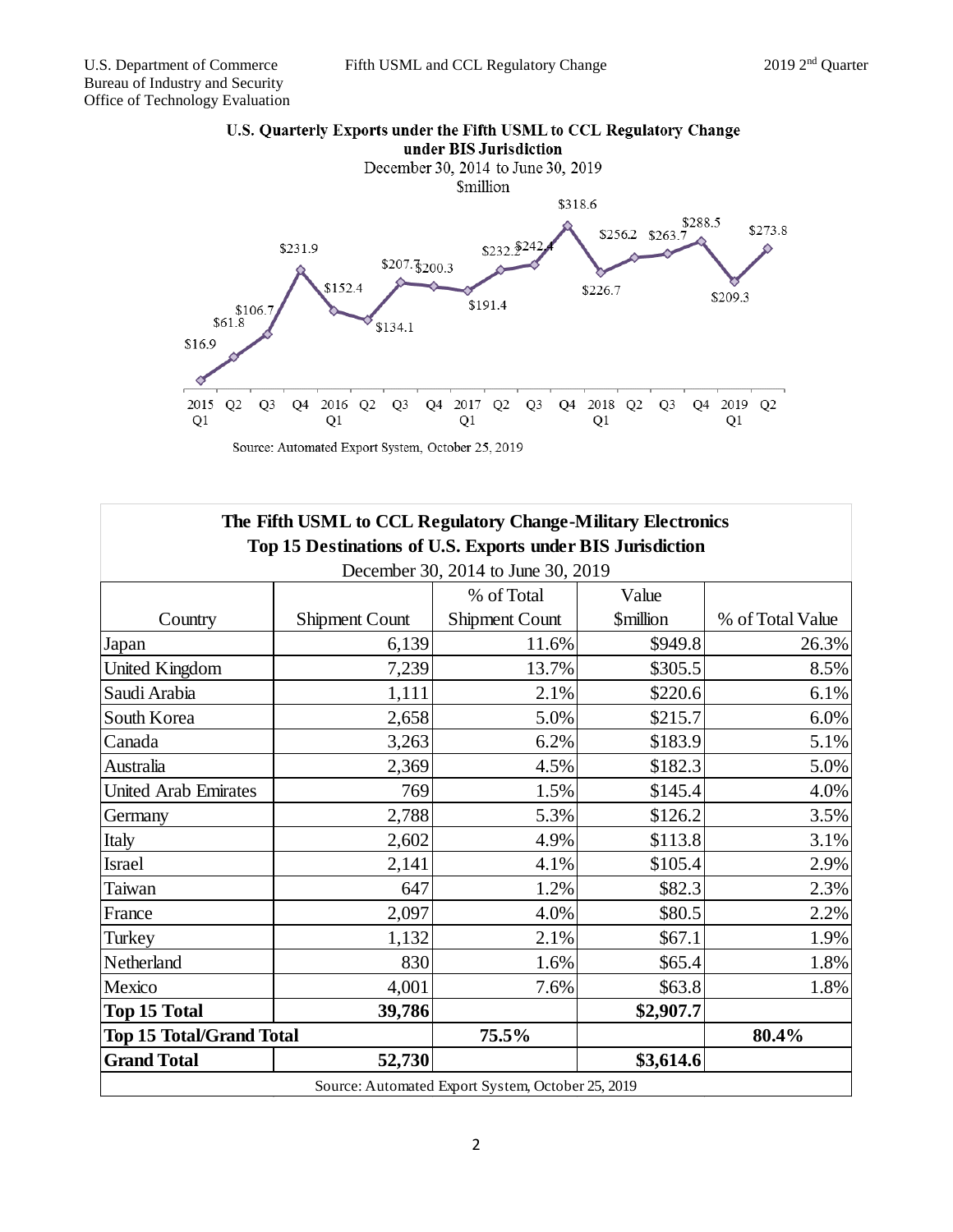**U.S. Quarterly Exports under the Fifth USML to CCL Regulatory Change under BIS Jurisdiction**

December 30, 2014 to June 30, 2019

$million

| Quarter | Value ($million) |
|---|---|
| 2015 Q1 | $16.9 |
| Q2 | $61.8 |
| Q3 | $106.7 |
| Q4 | $231.9 |
| 2016 Q1 | $152.4 |
| Q2 | $134.1 |
| Q3 | $207.7 |
| Q4 | $200.3 |
| 2017 Q1 | $191.4 |
| Q2 | $232.2 |
| Q3 | $242.4 |
| Q4 | $318.6 |
| 2018 Q1 | $226.7 |
| Q2 | $256.2 |
| Q3 | $263.7 |
| Q4 | $288.5 |
| 2019 Q1 | $209.3 |
| Q2 | $273.8 |

Source: Automated Export System, October 25, 2019

**The Fifth USML to CCL Regulatory Change-Military Electronics**
**Top 15 Destinations of U.S. Exports under BIS Jurisdiction**
December 30, 2014 to June 30, 2019

| Country | Shipment Count | % of Total Shipment Count | Value $million | % of Total Value |
|---|---|---|---|---|
| Japan | 6,139 | 11.6% | $949.8 | 26.3% |
| United Kingdom | 7,239 | 13.7% | $305.5 | 8.5% |
| Saudi Arabia | 1,111 | 2.1% | $220.6 | 6.1% |
| South Korea | 2,658 | 5.0% | $215.7 | 6.0% |
| Canada | 3,263 | 6.2% | $183.9 | 5.1% |
| Australia | 2,369 | 4.5% | $182.3 | 5.0% |
| United Arab Emirates | 769 | 1.5% | $145.4 | 4.0% |
| Germany | 2,788 | 5.3% | $126.2 | 3.5% |
| Italy | 2,602 | 4.9% | $113.8 | 3.1% |
| Israel | 2,141 | 4.1% | $105.4 | 2.9% |
| Taiwan | 647 | 1.2% | $82.3 | 2.3% |
| France | 2,097 | 4.0% | $80.5 | 2.2% |
| Turkey | 1,132 | 2.1% | $67.1 | 1.9% |
| Netherland | 830 | 1.6% | $65.4 | 1.8% |
| Mexico | 4,001 | 7.6% | $63.8 | 1.8% |
| **Top 15 Total** | **39,786** | | **$2,907.7** | |
| **Top 15 Total/Grand Total** | | **75.5%** | | **80.4%** |
| **Grand Total** | **52,730** | | **$3,614.6** | |

Source: Automated Export System, October 25, 2019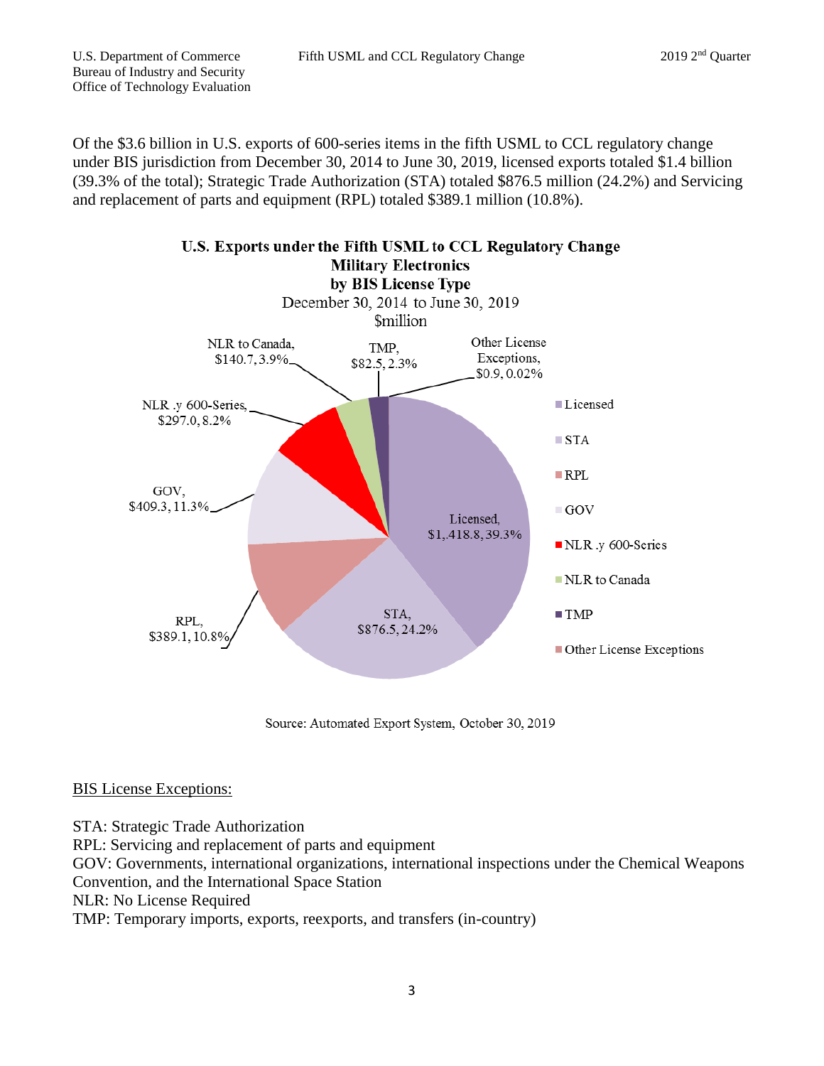Of the $3.6 billion in U.S. exports of 600-series items in the fifth USML to CCL regulatory change under BIS jurisdiction from December 30, 2014 to June 30, 2019, licensed exports totaled $1.4 billion (39.3% of the total); Strategic Trade Authorization (STA) totaled $876.5 million (24.2%) and Servicing and replacement of parts and equipment (RPL) totaled $389.1 million (10.8%).

**U.S. Exports under the Fifth USML to CCL Regulatory Change**
**Military Electronics**
**by BIS License Type**
December 30, 2014 to June 30, 2019
$million

Licensed, $1,.418.8, 39.3%
STA, $876.5, 24.2%
RPL, $389.1, 10.8%
GOV, $409.3, 11.3%
NLR .y 600-Series, $297.0, 8.2%
NLR to Canada, $140.7, 3.9%
TMP, $82.5, 2.3%
Other License Exceptions, $0.9, 0.02%

Licensed
STA
RPL
GOV
NLR .y 600-Series
NLR to Canada
TMP
Other License Exceptions

Source: Automated Export System, October 30, 2019

BIS License Exceptions:

STA: Strategic Trade Authorization
RPL: Servicing and replacement of parts and equipment
GOV: Governments, international organizations, international inspections under the Chemical Weapons Convention, and the International Space Station
NLR: No License Required
TMP: Temporary imports, exports, reexports, and transfers (in-country)